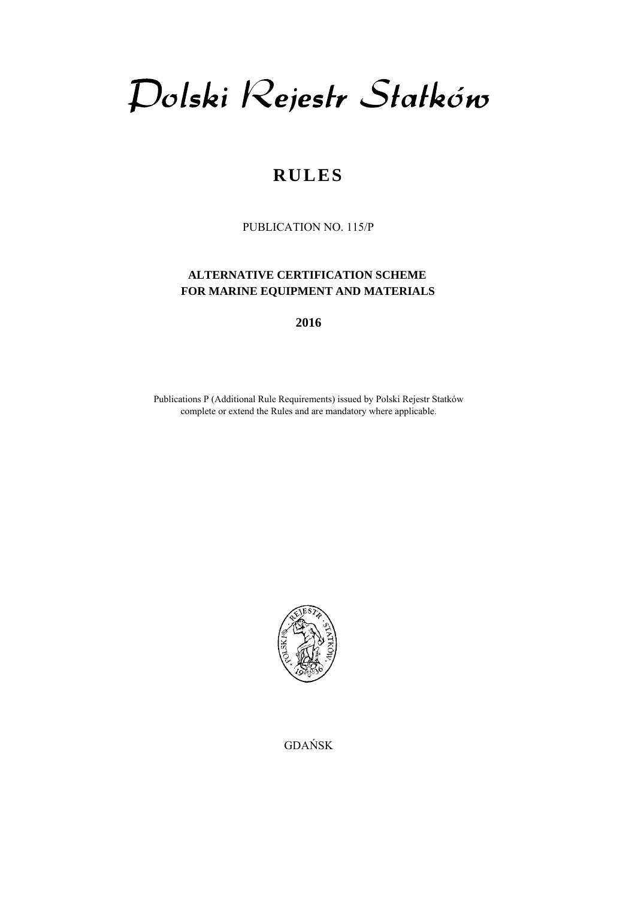# Polski Rejestr Statków

## RULES

PUBLICATION NO. 115/P

**ALTERNATIVE CERTIFICATION SCHEME**
**FOR MARINE EQUIPMENT AND MATERIALS**

**2016**

Publications P (Additional Rule Requirements) issued by Polski Rejestr Statków complete or extend the Rules and are mandatory where applicable.

GDAŃSK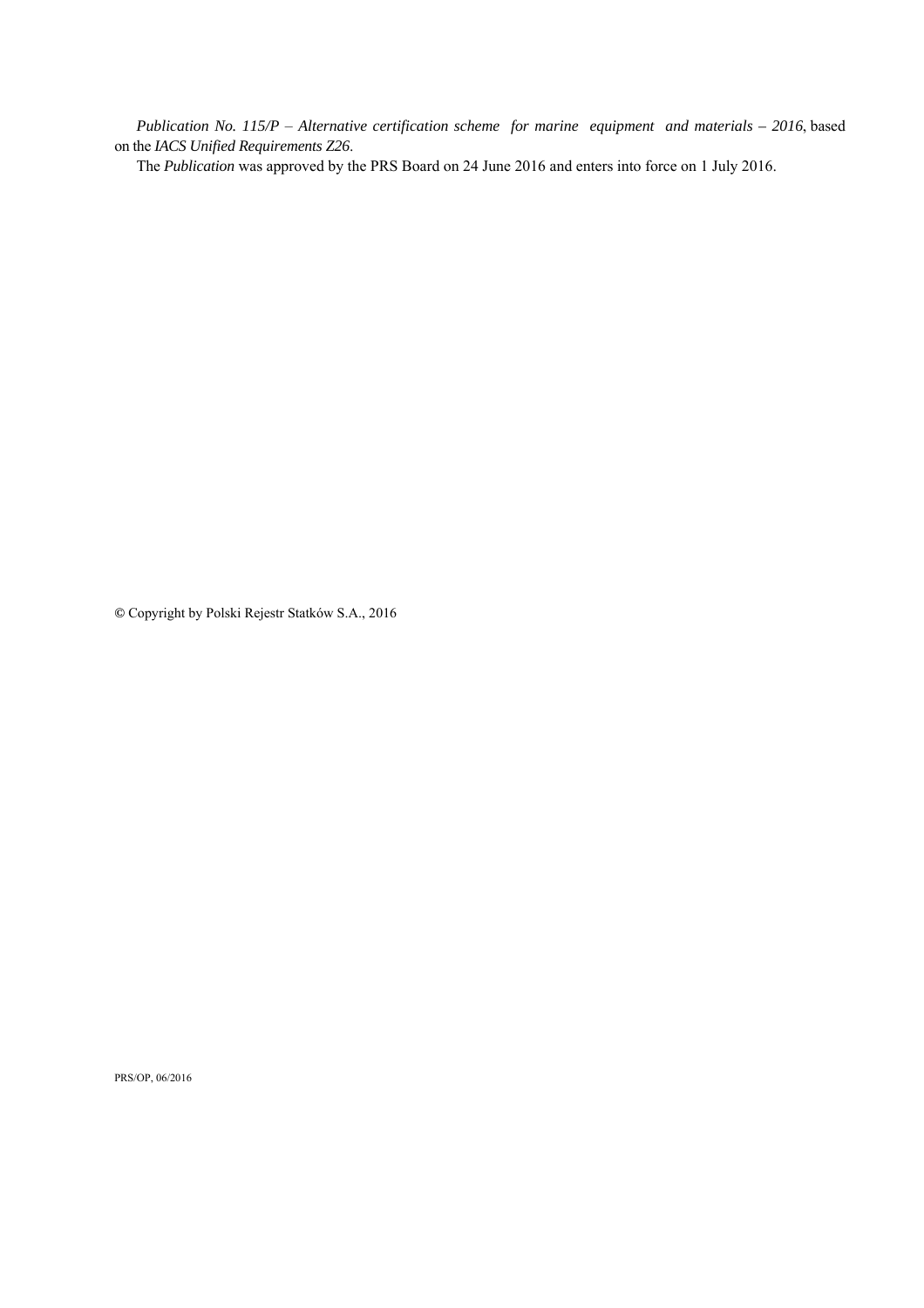*Publication No. 115/P – Alternative certification scheme for marine equipment and materials – 2016*, based on the *IACS Unified Requirements Z26*.

The *Publication* was approved by the PRS Board on 24 June 2016 and enters into force on 1 July 2016.

© Copyright by Polski Rejestr Statków S.A., 2016

PRS/OP, 06/2016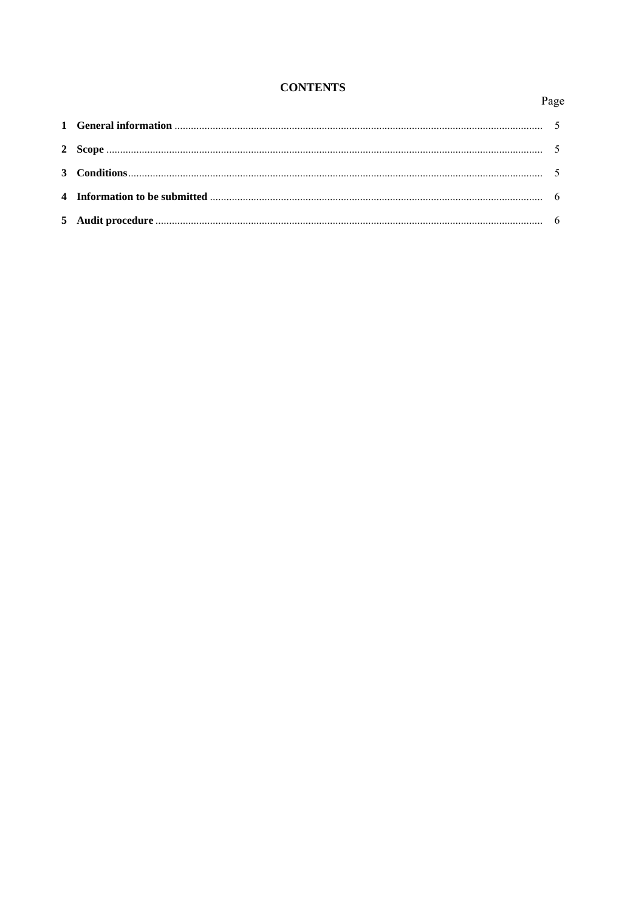## CONTENTS

| | | Page |
|---|---|---|
| 1 | **General information** | 5 |
| 2 | **Scope** | 5 |
| 3 | **Conditions** | 5 |
| 4 | **Information to be submitted** | 6 |
| 5 | **Audit procedure** | 6 |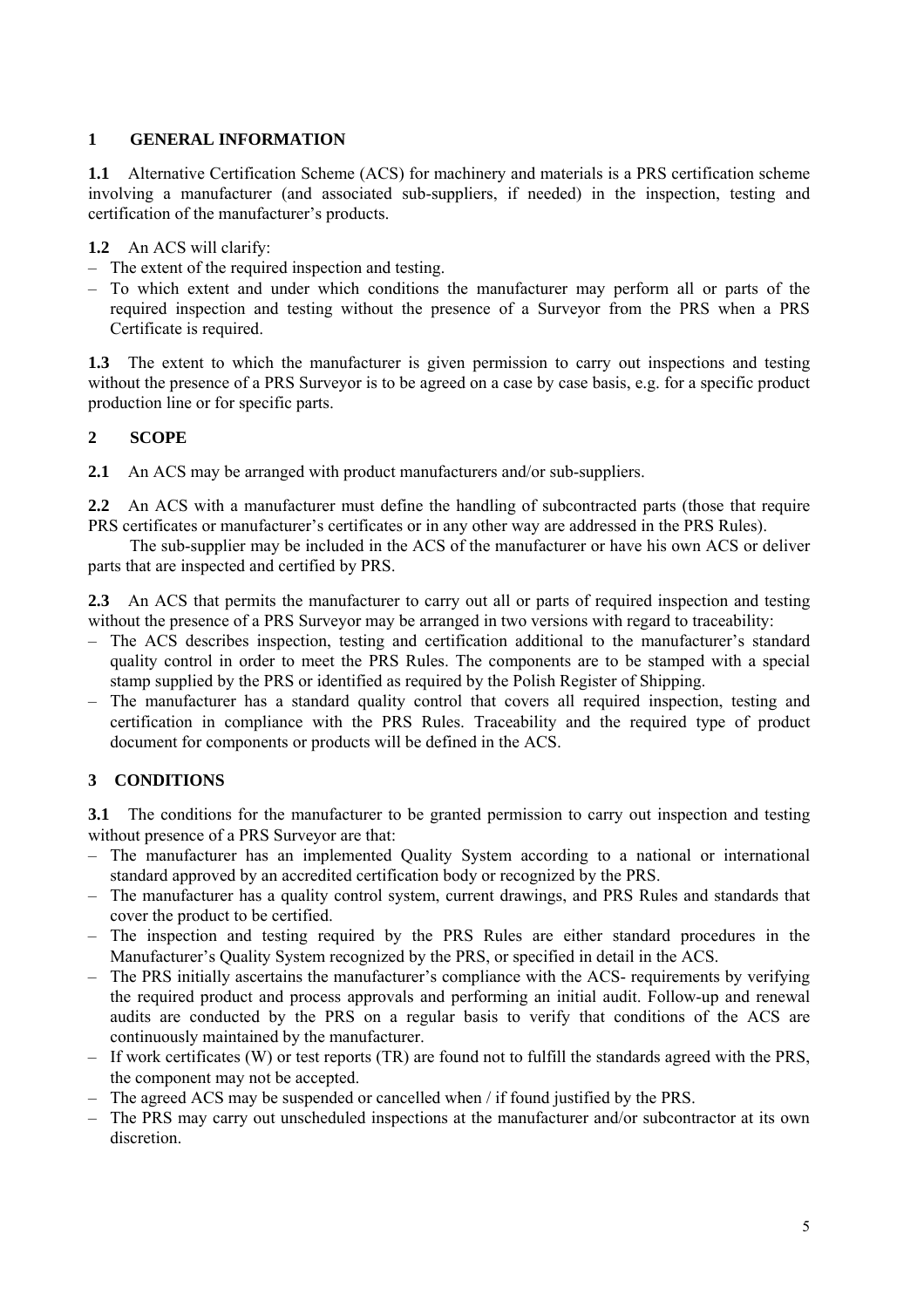## 1 GENERAL INFORMATION

**1.1** Alternative Certification Scheme (ACS) for machinery and materials is a PRS certification scheme involving a manufacturer (and associated sub-suppliers, if needed) in the inspection, testing and certification of the manufacturer's products.

**1.2** An ACS will clarify:

– The extent of the required inspection and testing.
– To which extent and under which conditions the manufacturer may perform all or parts of the required inspection and testing without the presence of a Surveyor from the PRS when a PRS Certificate is required.

**1.3** The extent to which the manufacturer is given permission to carry out inspections and testing without the presence of a PRS Surveyor is to be agreed on a case by case basis, e.g. for a specific product production line or for specific parts.

## 2 SCOPE

**2.1** An ACS may be arranged with product manufacturers and/or sub-suppliers.

**2.2** An ACS with a manufacturer must define the handling of subcontracted parts (those that require PRS certificates or manufacturer's certificates or in any other way are addressed in the PRS Rules).

The sub-supplier may be included in the ACS of the manufacturer or have his own ACS or deliver parts that are inspected and certified by PRS.

**2.3** An ACS that permits the manufacturer to carry out all or parts of required inspection and testing without the presence of a PRS Surveyor may be arranged in two versions with regard to traceability:

– The ACS describes inspection, testing and certification additional to the manufacturer's standard quality control in order to meet the PRS Rules. The components are to be stamped with a special stamp supplied by the PRS or identified as required by the Polish Register of Shipping.
– The manufacturer has a standard quality control that covers all required inspection, testing and certification in compliance with the PRS Rules. Traceability and the required type of product document for components or products will be defined in the ACS.

## 3 CONDITIONS

**3.1** The conditions for the manufacturer to be granted permission to carry out inspection and testing without presence of a PRS Surveyor are that:

– The manufacturer has an implemented Quality System according to a national or international standard approved by an accredited certification body or recognized by the PRS.
– The manufacturer has a quality control system, current drawings, and PRS Rules and standards that cover the product to be certified.
– The inspection and testing required by the PRS Rules are either standard procedures in the Manufacturer's Quality System recognized by the PRS, or specified in detail in the ACS.
– The PRS initially ascertains the manufacturer's compliance with the ACS- requirements by verifying the required product and process approvals and performing an initial audit. Follow-up and renewal audits are conducted by the PRS on a regular basis to verify that conditions of the ACS are continuously maintained by the manufacturer.
– If work certificates (W) or test reports (TR) are found not to fulfill the standards agreed with the PRS, the component may not be accepted.
– The agreed ACS may be suspended or cancelled when / if found justified by the PRS.
– The PRS may carry out unscheduled inspections at the manufacturer and/or subcontractor at its own discretion.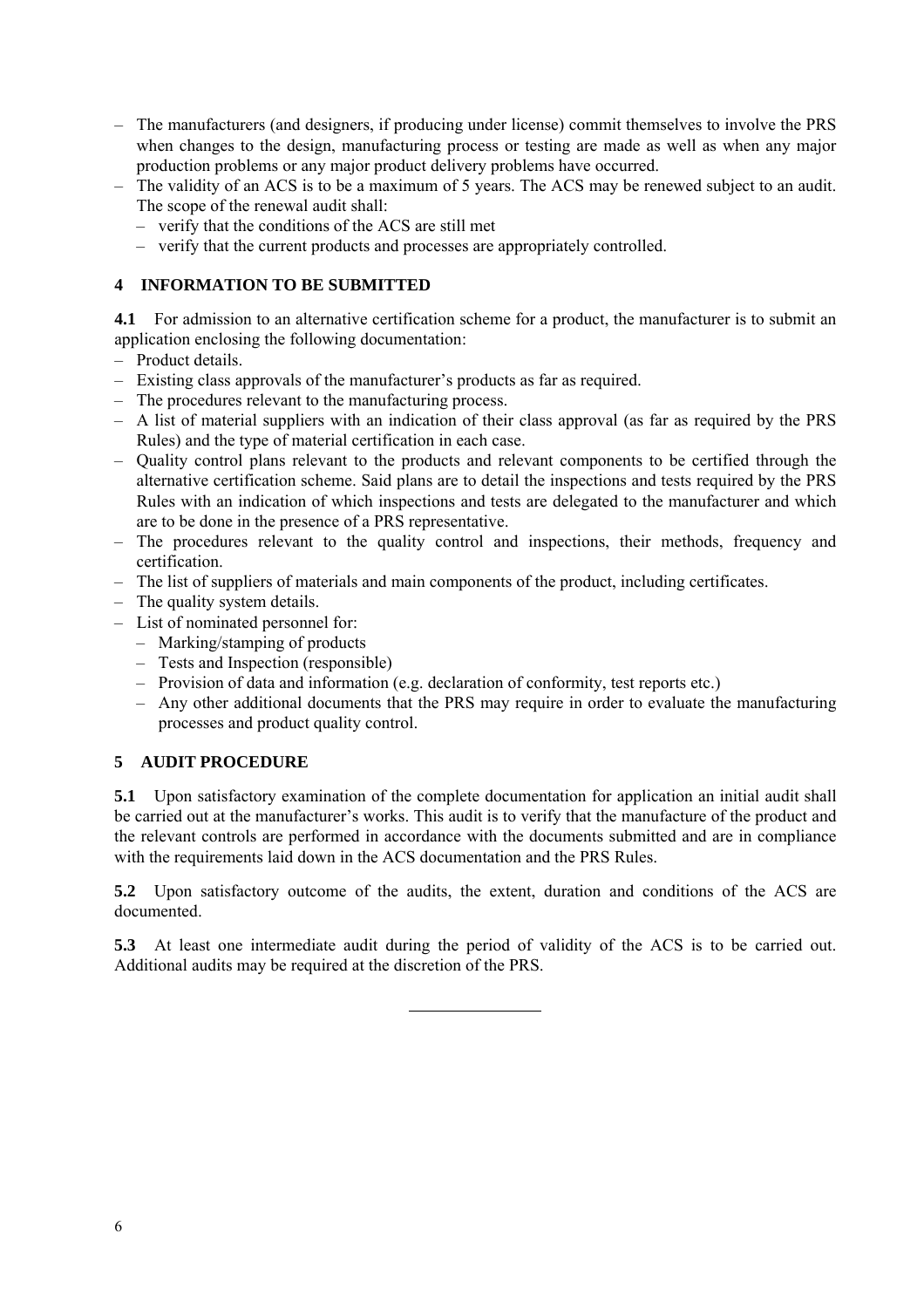- The manufacturers (and designers, if producing under license) commit themselves to involve the PRS when changes to the design, manufacturing process or testing are made as well as when any major production problems or any major product delivery problems have occurred.
- The validity of an ACS is to be a maximum of 5 years. The ACS may be renewed subject to an audit. The scope of the renewal audit shall:
  - verify that the conditions of the ACS are still met
  - verify that the current products and processes are appropriately controlled.

## 4 INFORMATION TO BE SUBMITTED

**4.1** For admission to an alternative certification scheme for a product, the manufacturer is to submit an application enclosing the following documentation:

- Product details.
- Existing class approvals of the manufacturer's products as far as required.
- The procedures relevant to the manufacturing process.
- A list of material suppliers with an indication of their class approval (as far as required by the PRS Rules) and the type of material certification in each case.
- Quality control plans relevant to the products and relevant components to be certified through the alternative certification scheme. Said plans are to detail the inspections and tests required by the PRS Rules with an indication of which inspections and tests are delegated to the manufacturer and which are to be done in the presence of a PRS representative.
- The procedures relevant to the quality control and inspections, their methods, frequency and certification.
- The list of suppliers of materials and main components of the product, including certificates.
- The quality system details.
- List of nominated personnel for:
  - Marking/stamping of products
  - Tests and Inspection (responsible)
  - Provision of data and information (e.g. declaration of conformity, test reports etc.)
  - Any other additional documents that the PRS may require in order to evaluate the manufacturing processes and product quality control.

## 5 AUDIT PROCEDURE

**5.1** Upon satisfactory examination of the complete documentation for application an initial audit shall be carried out at the manufacturer's works. This audit is to verify that the manufacture of the product and the relevant controls are performed in accordance with the documents submitted and are in compliance with the requirements laid down in the ACS documentation and the PRS Rules.

**5.2** Upon satisfactory outcome of the audits, the extent, duration and conditions of the ACS are documented.

**5.3** At least one intermediate audit during the period of validity of the ACS is to be carried out. Additional audits may be required at the discretion of the PRS.